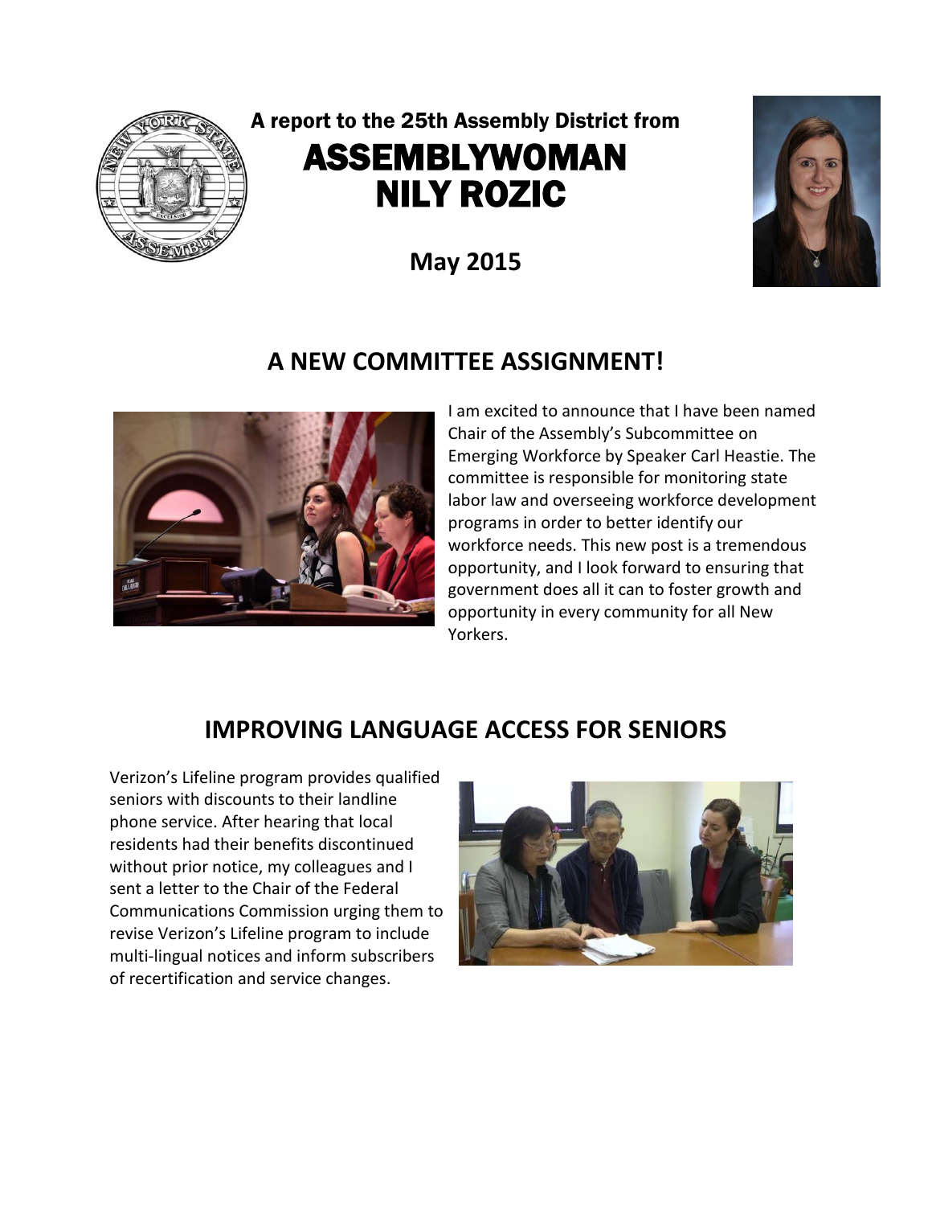A report to the 25th Assembly District from

# ASSEMBLYWOMAN NILY ROZIC

**May 2015**

## A NEW COMMITTEE ASSIGNMENT!

I am excited to announce that I have been named Chair of the Assembly's Subcommittee on Emerging Workforce by Speaker Carl Heastie. The committee is responsible for monitoring state labor law and overseeing workforce development programs in order to better identify our workforce needs. This new post is a tremendous opportunity, and I look forward to ensuring that government does all it can to foster growth and opportunity in every community for all New Yorkers.

## IMPROVING LANGUAGE ACCESS FOR SENIORS

Verizon's Lifeline program provides qualified seniors with discounts to their landline phone service. After hearing that local residents had their benefits discontinued without prior notice, my colleagues and I sent a letter to the Chair of the Federal Communications Commission urging them to revise Verizon's Lifeline program to include multi-lingual notices and inform subscribers of recertification and service changes.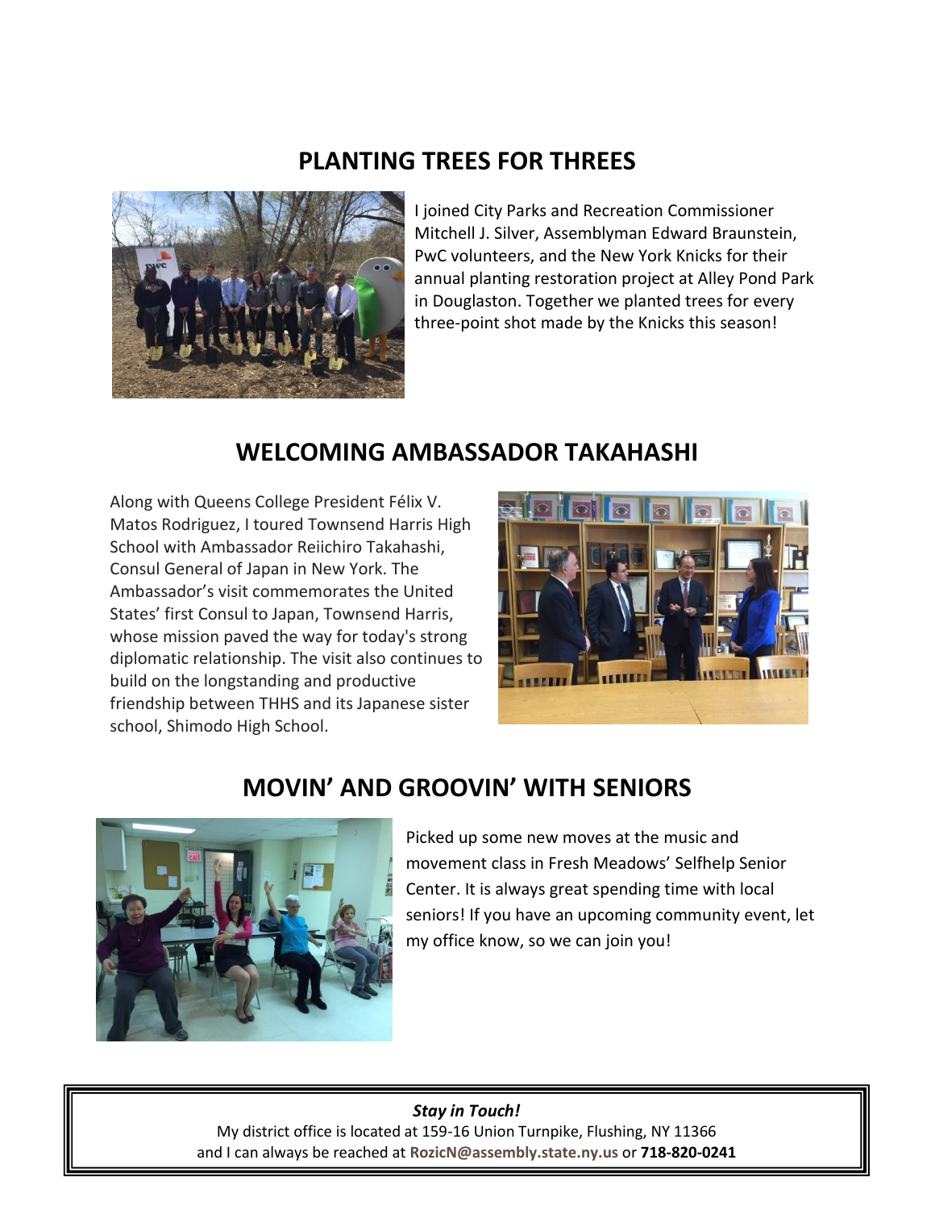## PLANTING TREES FOR THREES

I joined City Parks and Recreation Commissioner Mitchell J. Silver, Assemblyman Edward Braunstein, PwC volunteers, and the New York Knicks for their annual planting restoration project at Alley Pond Park in Douglaston. Together we planted trees for every three-point shot made by the Knicks this season!

## WELCOMING AMBASSADOR TAKAHASHI

Along with Queens College President Félix V. Matos Rodriguez, I toured Townsend Harris High School with Ambassador Reiichiro Takahashi, Consul General of Japan in New York. The Ambassador's visit commemorates the United States' first Consul to Japan, Townsend Harris, whose mission paved the way for today's strong diplomatic relationship. The visit also continues to build on the longstanding and productive friendship between THHS and its Japanese sister school, Shimodo High School.

## MOVIN' AND GROOVIN' WITH SENIORS

Picked up some new moves at the music and movement class in Fresh Meadows' Selfhelp Senior Center. It is always great spending time with local seniors! If you have an upcoming community event, let my office know, so we can join you!

***Stay in Touch!***

My district office is located at 159-16 Union Turnpike, Flushing, NY 11366
and I can always be reached at **RozicN@assembly.state.ny.us** or **718-820-0241**